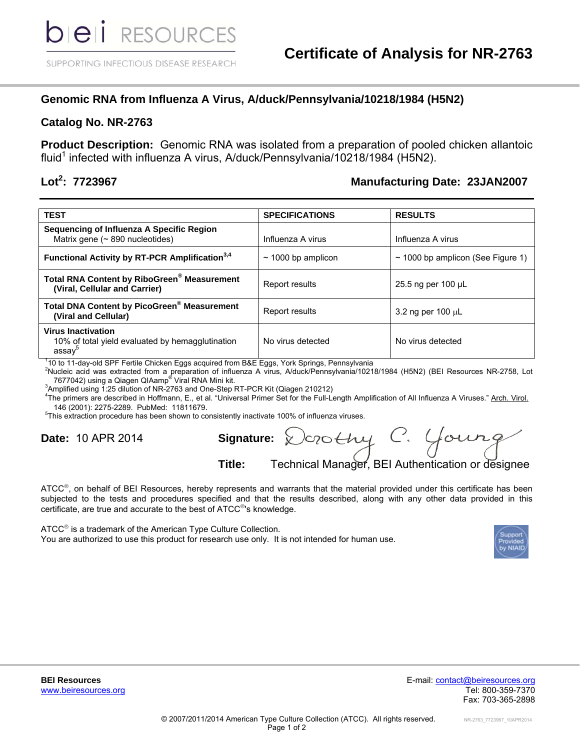# Certificate of Analysis for NR-2763

## Genomic RNA from Influenza A Virus, A/duck/Pennsylvania/10218/1984 (H5N2)

### Catalog No. NR-2763

**Product Description:** Genomic RNA was isolated from a preparation of pooled chicken allantoic fluid[1] infected with influenza A virus, A/duck/Pennsylvania/10218/1984 (H5N2).

**Lot[2]: 7723967** **Manufacturing Date: 23JAN2007**

| TEST | SPECIFICATIONS | RESULTS |
|---|---|---|
| **Sequencing of Influenza A Specific Region** Matrix gene (~ 890 nucleotides) | Influenza A virus | Influenza A virus |
| **Functional Activity by RT-PCR Amplification[3,4]** | ~ 1000 bp amplicon | ~ 1000 bp amplicon (See Figure 1) |
| **Total RNA Content by RiboGreen® Measurement (Viral, Cellular and Carrier)** | Report results | 25.5 ng per 100 µL |
| **Total DNA Content by PicoGreen® Measurement (Viral and Cellular)** | Report results | 3.2 ng per 100 µL |
| **Virus Inactivation** 10% of total yield evaluated by hemagglutination assay[5] | No virus detected | No virus detected |

[1]10 to 11-day-old SPF Fertile Chicken Eggs acquired from B&E Eggs, York Springs, Pennsylvania
[2]Nucleic acid was extracted from a preparation of influenza A virus, A/duck/Pennsylvania/10218/1984 (H5N2) (BEI Resources NR-2758, Lot 7677042) using a Qiagen QIAamp® Viral RNA Mini kit.
[3]Amplified using 1:25 dilution of NR-2763 and One-Step RT-PCR Kit (Qiagen 210212)
[4]The primers are described in Hoffmann, E., et al. "Universal Primer Set for the Full-Length Amplification of All Influenza A Viruses." Arch. Virol. 146 (2001): 2275-2289. PubMed: 11811679.
[5]This extraction procedure has been shown to consistently inactivate 100% of influenza viruses.

**Date:** 10 APR 2014 **Signature:** Dorothy C. Young

**Title:** Technical Manager, BEI Authentication or designee

ATCC®, on behalf of BEI Resources, hereby represents and warrants that the material provided under this certificate has been subjected to the tests and procedures specified and that the results described, along with any other data provided in this certificate, are true and accurate to the best of ATCC®'s knowledge.

ATCC® is a trademark of the American Type Culture Collection.
You are authorized to use this product for research use only. It is not intended for human use.

Support Provided by NIAID

**BEI Resources**
www.beiresources.org

E-mail: contact@beiresources.org
Tel: 800-359-7370
Fax: 703-365-2898

© 2007/2011/2014 American Type Culture Collection (ATCC). All rights reserved.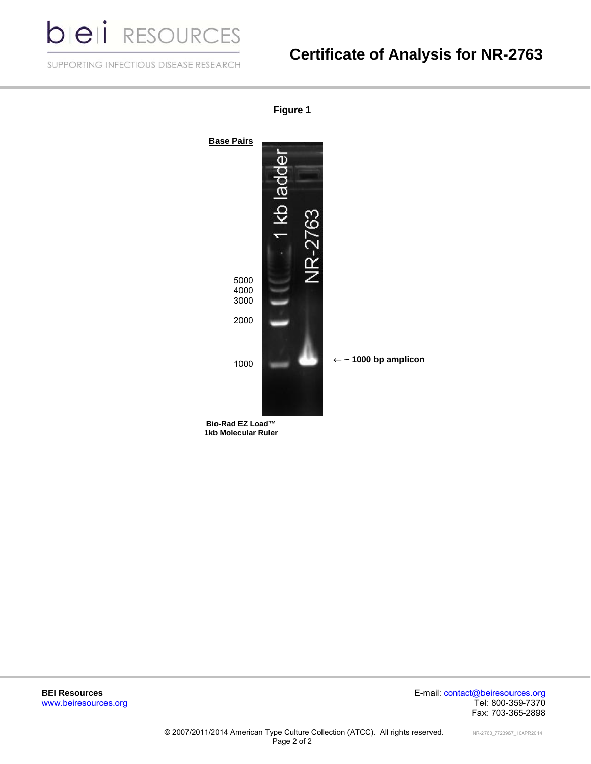**Figure 1**

**Base Pairs**

1 kb ladder

NR-2763

5000
4000
3000
2000
1000

← ~ 1000 bp amplicon

**Bio-Rad EZ Load™**
**1kb Molecular Ruler**